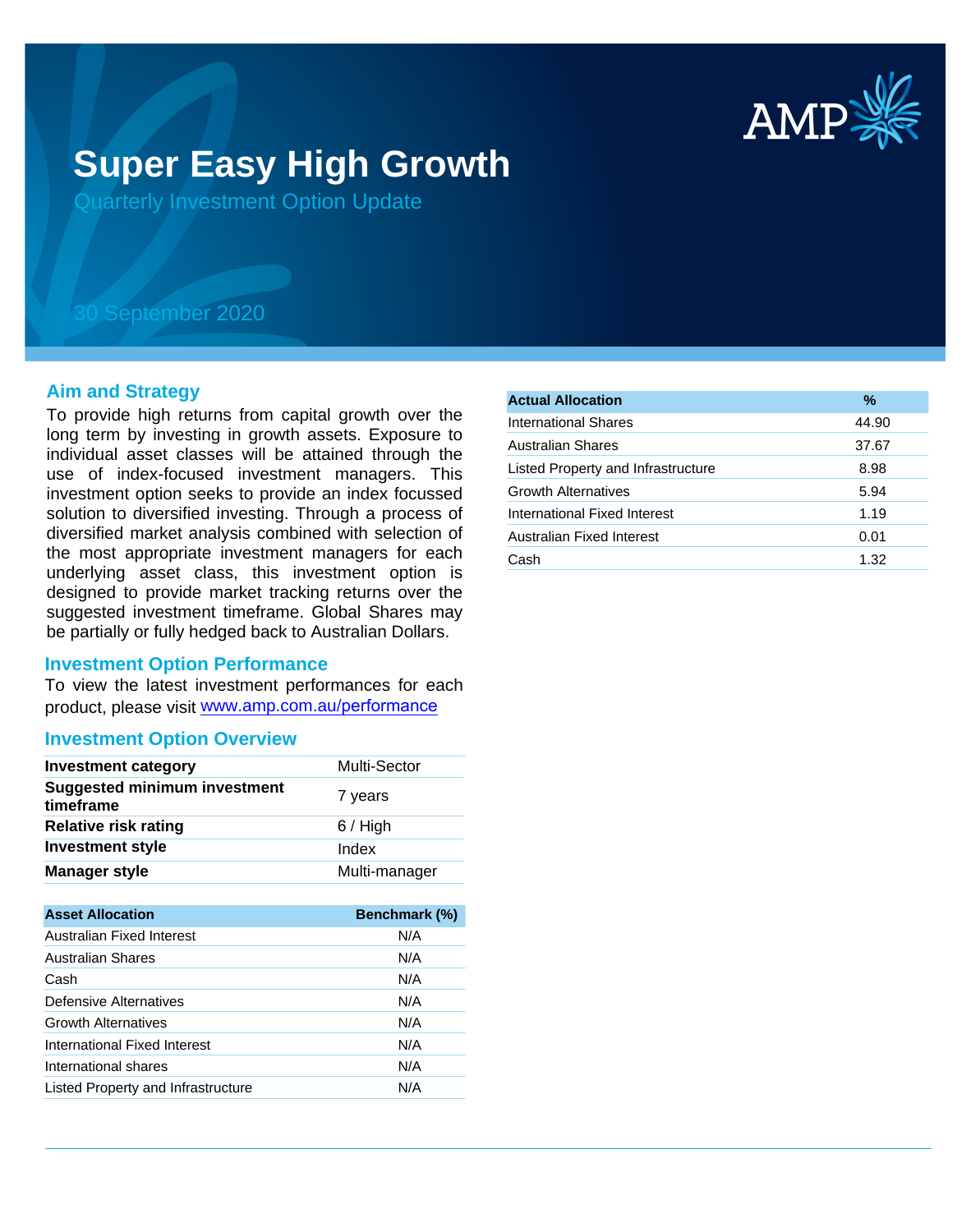# Super Easy High Growth

Quarterly Investment Option Update

30 September 2020

## Aim and Strategy

To provide high returns from capital growth over the long term by investing in growth assets. Exposure to individual asset classes will be attained through the use of index-focused investment managers. This investment option seeks to provide an index focussed solution to diversified investing. Through a process of diversified market analysis combined with selection of the most appropriate investment managers for each underlying asset class, this investment option is designed to provide market tracking returns over the suggested investment timeframe. Global Shares may be partially or fully hedged back to Australian Dollars.

## Investment Option Performance

To view the latest investment performances for each product, please visit www.amp.com.au/performance

## Investment Option Overview

| | |
|---|---|
| **Investment category** | Multi-Sector |
| **Suggested minimum investment timeframe** | 7 years |
| **Relative risk rating** | 6 / High |
| **Investment style** | Index |
| **Manager style** | Multi-manager |

| Asset Allocation | Benchmark (%) |
|---|---|
| Australian Fixed Interest | N/A |
| Australian Shares | N/A |
| Cash | N/A |
| Defensive Alternatives | N/A |
| Growth Alternatives | N/A |
| International Fixed Interest | N/A |
| International shares | N/A |
| Listed Property and Infrastructure | N/A |

| Actual Allocation | % |
|---|---|
| International Shares | 44.90 |
| Australian Shares | 37.67 |
| Listed Property and Infrastructure | 8.98 |
| Growth Alternatives | 5.94 |
| International Fixed Interest | 1.19 |
| Australian Fixed Interest | 0.01 |
| Cash | 1.32 |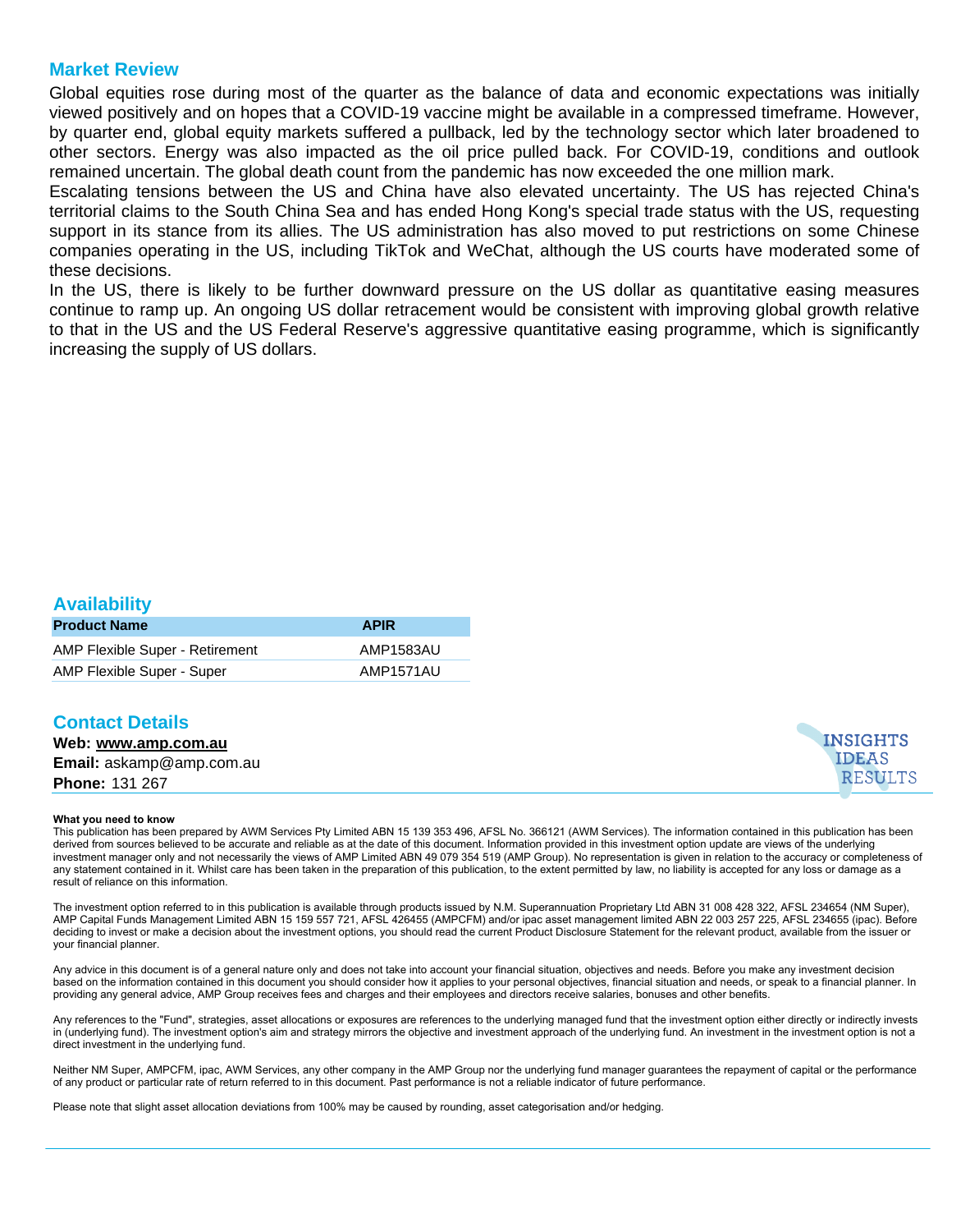## Market Review

Global equities rose during most of the quarter as the balance of data and economic expectations was initially viewed positively and on hopes that a COVID-19 vaccine might be available in a compressed timeframe. However, by quarter end, global equity markets suffered a pullback, led by the technology sector which later broadened to other sectors. Energy was also impacted as the oil price pulled back. For COVID-19, conditions and outlook remained uncertain. The global death count from the pandemic has now exceeded the one million mark.

Escalating tensions between the US and China have also elevated uncertainty. The US has rejected China's territorial claims to the South China Sea and has ended Hong Kong's special trade status with the US, requesting support in its stance from its allies. The US administration has also moved to put restrictions on some Chinese companies operating in the US, including TikTok and WeChat, although the US courts have moderated some of these decisions.

In the US, there is likely to be further downward pressure on the US dollar as quantitative easing measures continue to ramp up. An ongoing US dollar retracement would be consistent with improving global growth relative to that in the US and the US Federal Reserve's aggressive quantitative easing programme, which is significantly increasing the supply of US dollars.

## Availability

| Product Name | APIR |
|---|---|
| AMP Flexible Super - Retirement | AMP1583AU |
| AMP Flexible Super - Super | AMP1571AU |

## Contact Details

**Web:** **www.amp.com.au**
**Email:** askamp@amp.com.au
**Phone:** 131 267

INSIGHTS
IDEAS
RESULTS

**What you need to know**

This publication has been prepared by AWM Services Pty Limited ABN 15 139 353 496, AFSL No. 366121 (AWM Services). The information contained in this publication has been derived from sources believed to be accurate and reliable as at the date of this document. Information provided in this investment option update are views of the underlying investment manager only and not necessarily the views of AMP Limited ABN 49 079 354 519 (AMP Group). No representation is given in relation to the accuracy or completeness of any statement contained in it. Whilst care has been taken in the preparation of this publication, to the extent permitted by law, no liability is accepted for any loss or damage as a result of reliance on this information.

The investment option referred to in this publication is available through products issued by N.M. Superannuation Proprietary Ltd ABN 31 008 428 322, AFSL 234654 (NM Super), AMP Capital Funds Management Limited ABN 15 159 557 721, AFSL 426455 (AMPCFM) and/or ipac asset management limited ABN 22 003 257 225, AFSL 234655 (ipac). Before deciding to invest or make a decision about the investment options, you should read the current Product Disclosure Statement for the relevant product, available from the issuer or your financial planner.

Any advice in this document is of a general nature only and does not take into account your financial situation, objectives and needs. Before you make any investment decision based on the information contained in this document you should consider how it applies to your personal objectives, financial situation and needs, or speak to a financial planner. In providing any general advice, AMP Group receives fees and charges and their employees and directors receive salaries, bonuses and other benefits.

Any references to the "Fund", strategies, asset allocations or exposures are references to the underlying managed fund that the investment option either directly or indirectly invests in (underlying fund). The investment option's aim and strategy mirrors the objective and investment approach of the underlying fund. An investment in the investment option is not a direct investment in the underlying fund.

Neither NM Super, AMPCFM, ipac, AWM Services, any other company in the AMP Group nor the underlying fund manager guarantees the repayment of capital or the performance of any product or particular rate of return referred to in this document. Past performance is not a reliable indicator of future performance.

Please note that slight asset allocation deviations from 100% may be caused by rounding, asset categorisation and/or hedging.